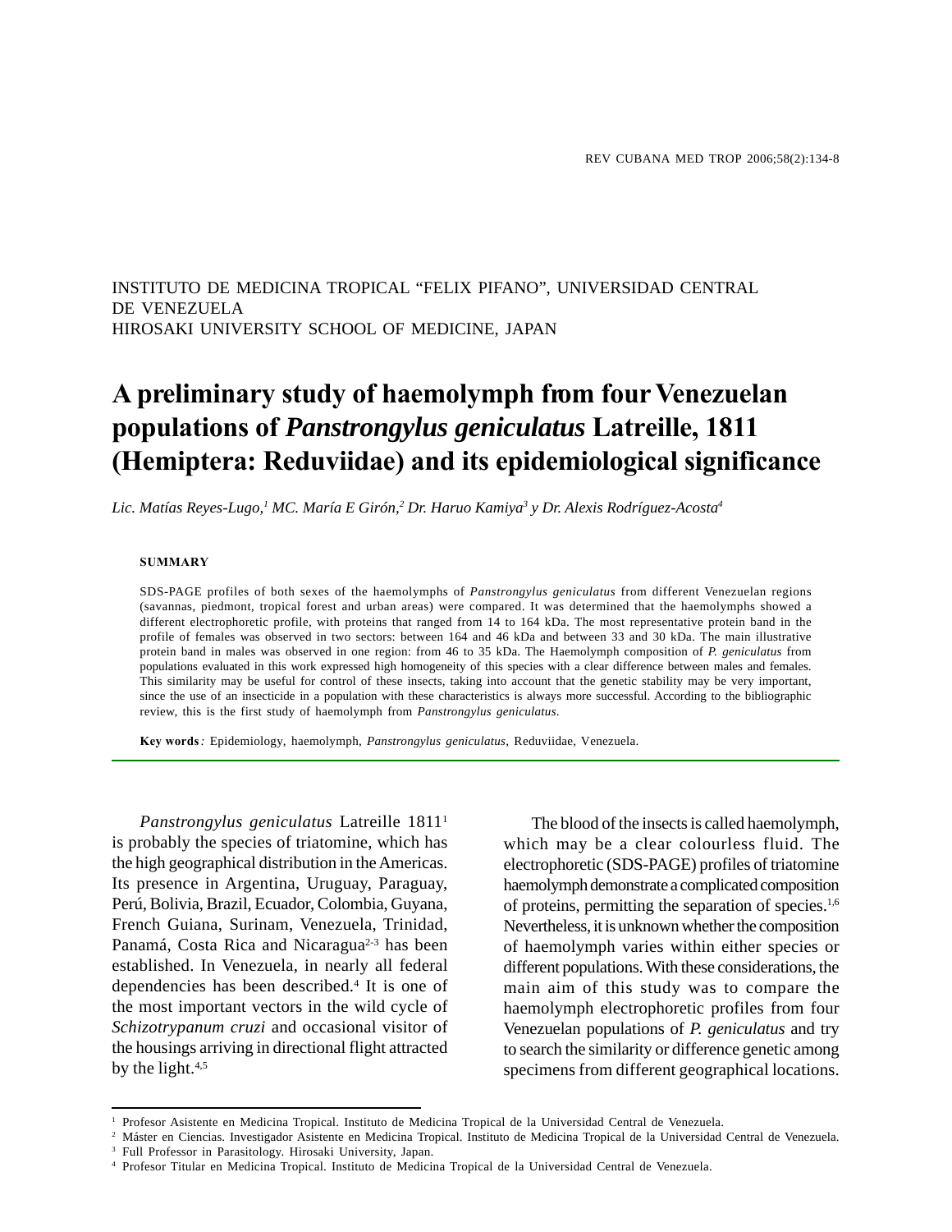INSTITUTO DE MEDICINA TROPICAL "FELIX PIFANO", UNIVERSIDAD CENTRAL DE VENEZUELA
HIROSAKI UNIVERSITY SCHOOL OF MEDICINE, JAPAN

# A preliminary study of haemolymph from four Venezuelan populations of *Panstrongylus geniculatus* Latreille, 1811 (Hemiptera: Reduviidae) and its epidemiological significance

*Lic. Matías Reyes-Lugo,[1] MC. María E Girón,[2] Dr. Haruo Kamiya[3] y Dr. Alexis Rodríguez-Acosta[4]*

## SUMMARY

SDS-PAGE profiles of both sexes of the haemolymphs of *Panstrongylus geniculatus* from different Venezuelan regions (savannas, piedmont, tropical forest and urban areas) were compared. It was determined that the haemolymphs showed a different electrophoretic profile, with proteins that ranged from 14 to 164 kDa. The most representative protein band in the profile of females was observed in two sectors: between 164 and 46 kDa and between 33 and 30 kDa. The main illustrative protein band in males was observed in one region: from 46 to 35 kDa. The Haemolymph composition of *P. geniculatus* from populations evaluated in this work expressed high homogeneity of this species with a clear difference between males and females. This similarity may be useful for control of these insects, taking into account that the genetic stability may be very important, since the use of an insecticide in a population with these characteristics is always more successful. According to the bibliographic review, this is the first study of haemolymph from *Panstrongylus geniculatus*.

**Key words***:* Epidemiology, haemolymph, *Panstrongylus geniculatus*, Reduviidae, Venezuela.

*Panstrongylus geniculatus* Latreille 1811[1] is probably the species of triatomine, which has the high geographical distribution in the Americas. Its presence in Argentina, Uruguay, Paraguay, Perú, Bolivia, Brazil, Ecuador, Colombia, Guyana, French Guiana, Surinam, Venezuela, Trinidad, Panamá, Costa Rica and Nicaragua[2-3] has been established. In Venezuela, in nearly all federal dependencies has been described.[4] It is one of the most important vectors in the wild cycle of *Schizotrypanum cruzi* and occasional visitor of the housings arriving in directional flight attracted by the light.[4,5]

The blood of the insects is called haemolymph, which may be a clear colourless fluid. The electrophoretic (SDS-PAGE) profiles of triatomine haemolymph demonstrate a complicated composition of proteins, permitting the separation of species.[1,6] Nevertheless, it is unknown whether the composition of haemolymph varies within either species or different populations. With these considerations, the main aim of this study was to compare the haemolymph electrophoretic profiles from four Venezuelan populations of *P. geniculatus* and try to search the similarity or difference genetic among specimens from different geographical locations.

---

[1] Profesor Asistente en Medicina Tropical. Instituto de Medicina Tropical de la Universidad Central de Venezuela.
[2] Máster en Ciencias. Investigador Asistente en Medicina Tropical. Instituto de Medicina Tropical de la Universidad Central de Venezuela.
[3] Full Professor in Parasitology. Hirosaki University, Japan.
[4] Profesor Titular en Medicina Tropical. Instituto de Medicina Tropical de la Universidad Central de Venezuela.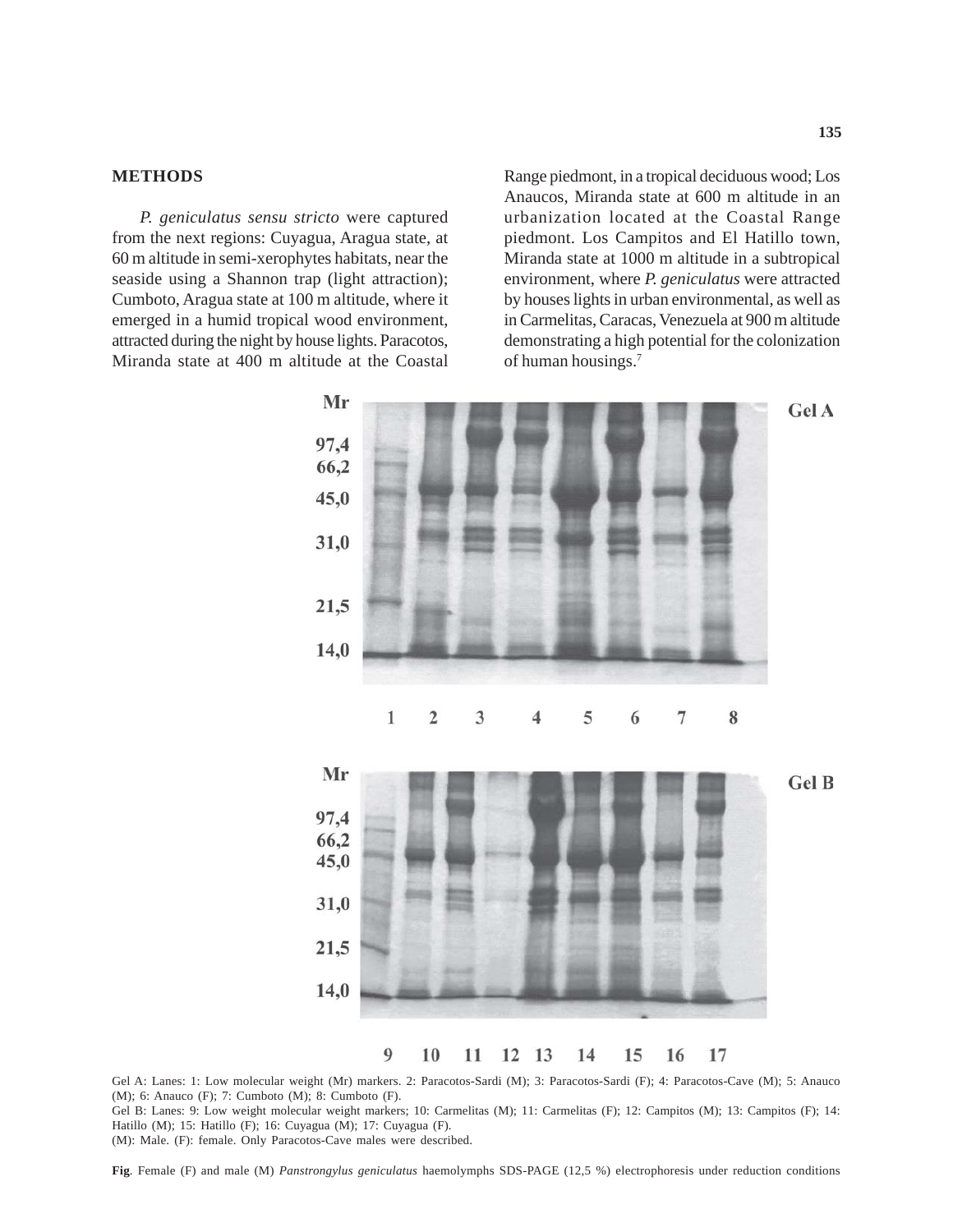## METHODS

*P. geniculatus sensu stricto* were captured from the next regions: Cuyagua, Aragua state, at 60 m altitude in semi-xerophytes habitats, near the seaside using a Shannon trap (light attraction); Cumboto, Aragua state at 100 m altitude, where it emerged in a humid tropical wood environment, attracted during the night by house lights. Paracotos, Miranda state at 400 m altitude at the Coastal Range piedmont, in a tropical deciduous wood; Los Anaucos, Miranda state at 600 m altitude in an urbanization located at the Coastal Range piedmont. Los Campitos and El Hatillo town, Miranda state at 1000 m altitude in a subtropical environment, where *P. geniculatus* were attracted by houses lights in urban environmental, as well as in Carmelitas, Caracas, Venezuela at 900 m altitude demonstrating a high potential for the colonization of human housings.[7]

Mr

97,4
66,2
45,0
31,0
21,5
14,0

Gel A

1 2 3 4 5 6 7 8

Mr

97,4
66,2
45,0
31,0
21,5
14,0

Gel B

9 10 11 12 13 14 15 16 17

Gel A: Lanes: 1: Low molecular weight (Mr) markers. 2: Paracotos-Sardi (M); 3: Paracotos-Sardi (F); 4: Paracotos-Cave (M); 5: Anauco (M); 6: Anauco (F); 7: Cumboto (M); 8: Cumboto (F).
Gel B: Lanes: 9: Low weight molecular weight markers; 10: Carmelitas (M); 11: Carmelitas (F); 12: Campitos (M); 13: Campitos (F); 14: Hatillo (M); 15: Hatillo (F); 16: Cuyagua (M); 17: Cuyagua (F).
(M): Male. (F): female. Only Paracotos-Cave males were described.

**Fig**. Female (F) and male (M) *Panstrongylus geniculatus* haemolymphs SDS-PAGE (12,5 %) electrophoresis under reduction conditions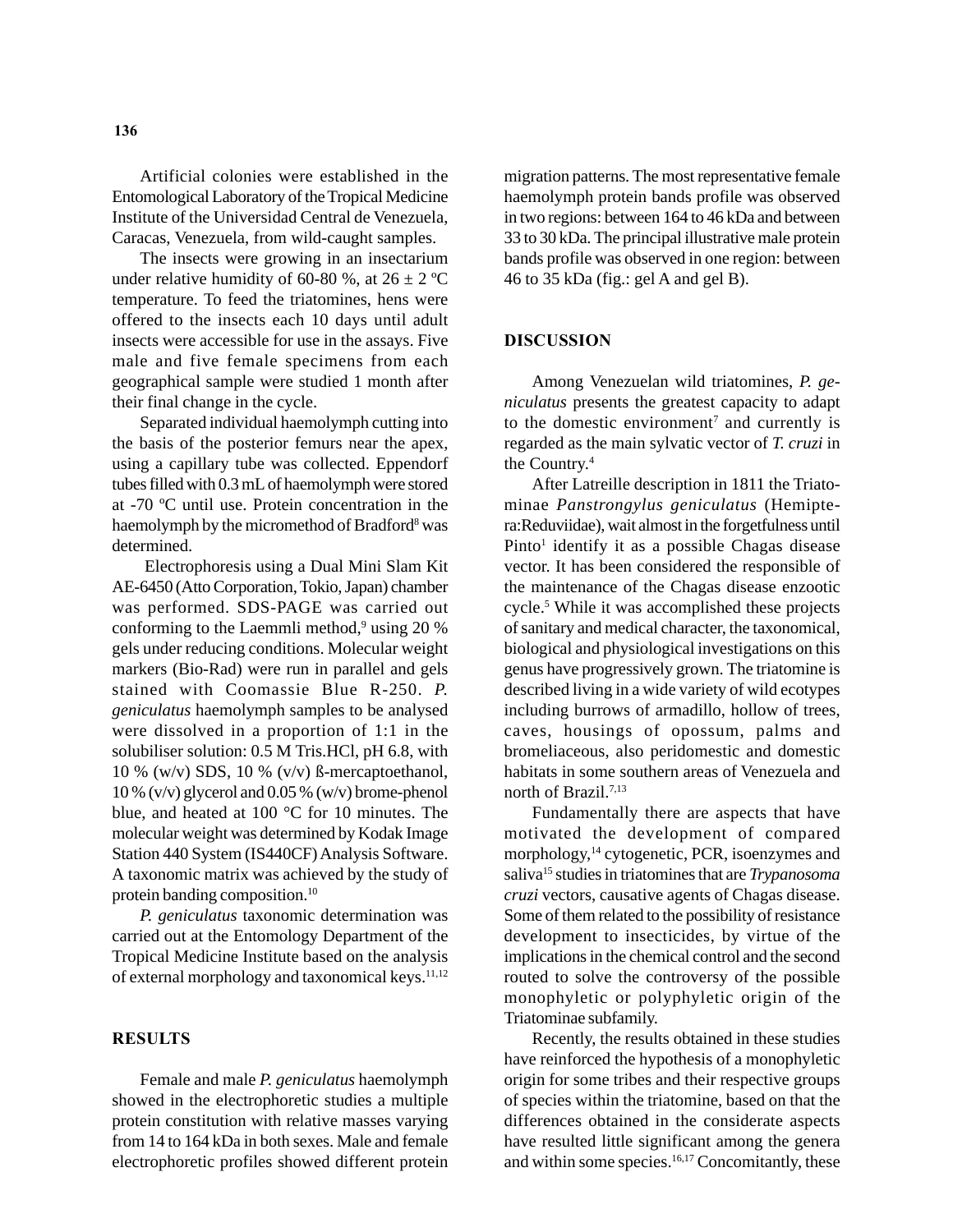Artificial colonies were established in the Entomological Laboratory of the Tropical Medicine Institute of the Universidad Central de Venezuela, Caracas, Venezuela, from wild-caught samples.

The insects were growing in an insectarium under relative humidity of 60-80 %, at 26 ± 2 ºC temperature. To feed the triatomines, hens were offered to the insects each 10 days until adult insects were accessible for use in the assays. Five male and five female specimens from each geographical sample were studied 1 month after their final change in the cycle.

Separated individual haemolymph cutting into the basis of the posterior femurs near the apex, using a capillary tube was collected. Eppendorf tubes filled with 0.3 mL of haemolymph were stored at -70 ºC until use. Protein concentration in the haemolymph by the micromethod of Bradford[8] was determined.

Electrophoresis using a Dual Mini Slam Kit AE-6450 (Atto Corporation, Tokio, Japan) chamber was performed. SDS-PAGE was carried out conforming to the Laemmli method,[9] using 20 % gels under reducing conditions. Molecular weight markers (Bio-Rad) were run in parallel and gels stained with Coomassie Blue R-250. *P. geniculatus* haemolymph samples to be analysed were dissolved in a proportion of 1:1 in the solubiliser solution: 0.5 M Tris.HCl, pH 6.8, with 10 % (w/v) SDS, 10 % (v/v) ß-mercaptoethanol, 10 % (v/v) glycerol and 0.05 % (w/v) brome-phenol blue, and heated at 100 °C for 10 minutes. The molecular weight was determined by Kodak Image Station 440 System (IS440CF) Analysis Software. A taxonomic matrix was achieved by the study of protein banding composition.[10]

*P. geniculatus* taxonomic determination was carried out at the Entomology Department of the Tropical Medicine Institute based on the analysis of external morphology and taxonomical keys.[11,12]

## RESULTS

Female and male *P. geniculatus* haemolymph showed in the electrophoretic studies a multiple protein constitution with relative masses varying from 14 to 164 kDa in both sexes. Male and female electrophoretic profiles showed different protein migration patterns. The most representative female haemolymph protein bands profile was observed in two regions: between 164 to 46 kDa and between 33 to 30 kDa. The principal illustrative male protein bands profile was observed in one region: between 46 to 35 kDa (fig.: gel A and gel B).

## DISCUSSION

Among Venezuelan wild triatomines, *P. geniculatus* presents the greatest capacity to adapt to the domestic environment[7] and currently is regarded as the main sylvatic vector of *T. cruzi* in the Country.[4]

After Latreille description in 1811 the Triatominae *Panstrongylus geniculatus* (Hemiptera:Reduviidae), wait almost in the forgetfulness until Pinto[1] identify it as a possible Chagas disease vector. It has been considered the responsible of the maintenance of the Chagas disease enzootic cycle.[5] While it was accomplished these projects of sanitary and medical character, the taxonomical, biological and physiological investigations on this genus have progressively grown. The triatomine is described living in a wide variety of wild ecotypes including burrows of armadillo, hollow of trees, caves, housings of opossum, palms and bromeliaceous, also peridomestic and domestic habitats in some southern areas of Venezuela and north of Brazil.[7,13]

Fundamentally there are aspects that have motivated the development of compared morphology,[14] cytogenetic, PCR, isoenzymes and saliva[15] studies in triatomines that are *Trypanosoma cruzi* vectors, causative agents of Chagas disease. Some of them related to the possibility of resistance development to insecticides, by virtue of the implications in the chemical control and the second routed to solve the controversy of the possible monophyletic or polyphyletic origin of the Triatominae subfamily.

Recently, the results obtained in these studies have reinforced the hypothesis of a monophyletic origin for some tribes and their respective groups of species within the triatomine, based on that the differences obtained in the considerate aspects have resulted little significant among the genera and within some species.[16,17] Concomitantly, these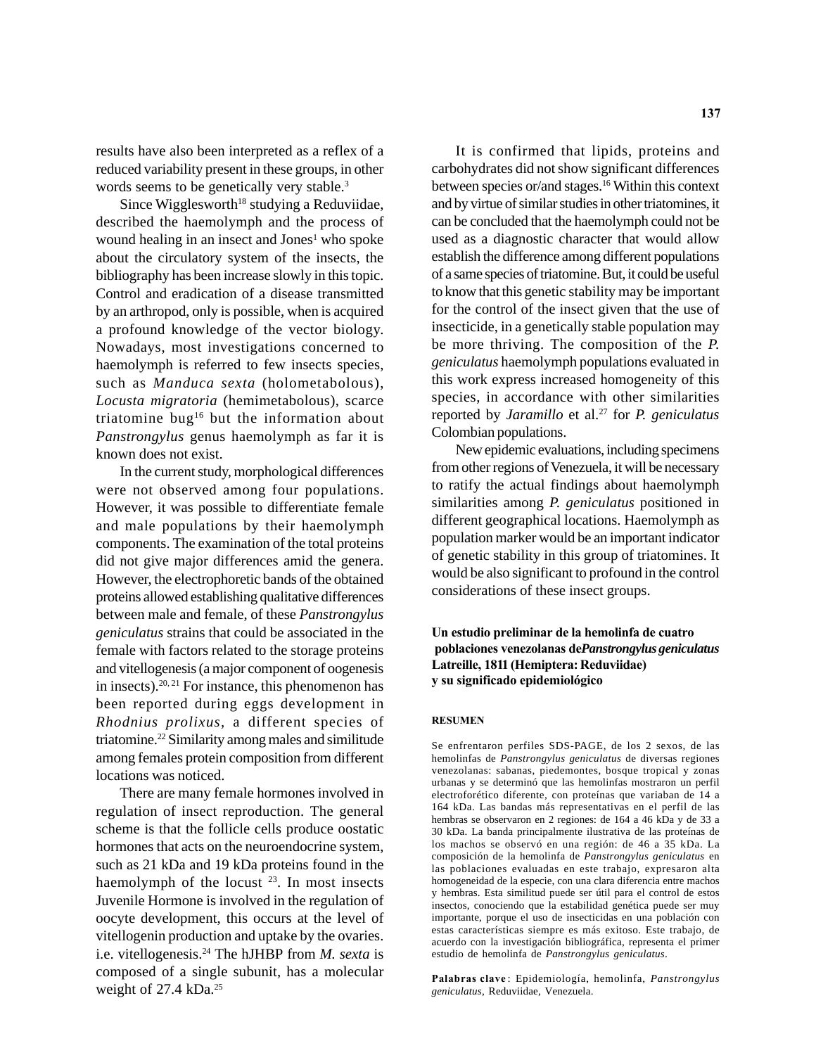results have also been interpreted as a reflex of a reduced variability present in these groups, in other words seems to be genetically very stable.[3]

Since Wigglesworth[18] studying a Reduviidae, described the haemolymph and the process of wound healing in an insect and Jones[1] who spoke about the circulatory system of the insects, the bibliography has been increase slowly in this topic. Control and eradication of a disease transmitted by an arthropod, only is possible, when is acquired a profound knowledge of the vector biology. Nowadays, most investigations concerned to haemolymph is referred to few insects species, such as *Manduca sexta* (holometabolous), *Locusta migratoria* (hemimetabolous), scarce triatomine bug[16] but the information about *Panstrongylus* genus haemolymph as far it is known does not exist.

In the current study, morphological differences were not observed among four populations. However, it was possible to differentiate female and male populations by their haemolymph components. The examination of the total proteins did not give major differences amid the genera. However, the electrophoretic bands of the obtained proteins allowed establishing qualitative differences between male and female, of these *Panstrongylus geniculatus* strains that could be associated in the female with factors related to the storage proteins and vitellogenesis (a major component of oogenesis in insects).[20, 21] For instance, this phenomenon has been reported during eggs development in *Rhodnius prolixus*, a different species of triatomine.[22] Similarity among males and similitude among females protein composition from different locations was noticed.

There are many female hormones involved in regulation of insect reproduction. The general scheme is that the follicle cells produce oostatic hormones that acts on the neuroendocrine system, such as 21 kDa and 19 kDa proteins found in the haemolymph of the locust [23]. In most insects Juvenile Hormone is involved in the regulation of oocyte development, this occurs at the level of vitellogenin production and uptake by the ovaries. i.e. vitellogenesis.[24] The hJHBP from *M. sexta* is composed of a single subunit, has a molecular weight of 27.4 kDa.[25]

It is confirmed that lipids, proteins and carbohydrates did not show significant differences between species or/and stages.[16] Within this context and by virtue of similar studies in other triatomines, it can be concluded that the haemolymph could not be used as a diagnostic character that would allow establish the difference among different populations of a same species of triatomine. But, it could be useful to know that this genetic stability may be important for the control of the insect given that the use of insecticide, in a genetically stable population may be more thriving. The composition of the *P. geniculatus* haemolymph populations evaluated in this work express increased homogeneity of this species, in accordance with other similarities reported by *Jaramillo* et al.[27] for *P. geniculatus* Colombian populations.

New epidemic evaluations, including specimens from other regions of Venezuela, it will be necessary to ratify the actual findings about haemolymph similarities among *P. geniculatus* positioned in different geographical locations. Haemolymph as population marker would be an important indicator of genetic stability in this group of triatomines. It would be also significant to profound in the control considerations of these insect groups.

### Un estudio preliminar de la hemolinfa de cuatro poblaciones venezolanas de *Panstrongylus geniculatus* Latreille, 1811 (Hemiptera: Reduviidae) y su significado epidemiológico

#### RESUMEN

Se enfrentaron perfiles SDS-PAGE, de los 2 sexos, de las hemolinfas de *Panstrongylus geniculatus* de diversas regiones venezolanas: sabanas, piedemontes, bosque tropical y zonas urbanas y se determinó que las hemolinfas mostraron un perfil electroforético diferente, con proteínas que variaban de 14 a 164 kDa. Las bandas más representativas en el perfil de las hembras se observaron en 2 regiones: de 164 a 46 kDa y de 33 a 30 kDa. La banda principalmente ilustrativa de las proteínas de los machos se observó en una región: de 46 a 35 kDa. La composición de la hemolinfa de *Panstrongylus geniculatus* en las poblaciones evaluadas en este trabajo, expresaron alta homogeneidad de la especie, con una clara diferencia entre machos y hembras. Esta similitud puede ser útil para el control de estos insectos, conociendo que la estabilidad genética puede ser muy importante, porque el uso de insecticidas en una población con estas características siempre es más exitoso. Este trabajo, de acuerdo con la investigación bibliográfica, representa el primer estudio de hemolinfa de *Panstrongylus geniculatus*.

**Palabras clave**: Epidemiología, hemolinfa, *Panstrongylus geniculatus*, Reduviidae, Venezuela.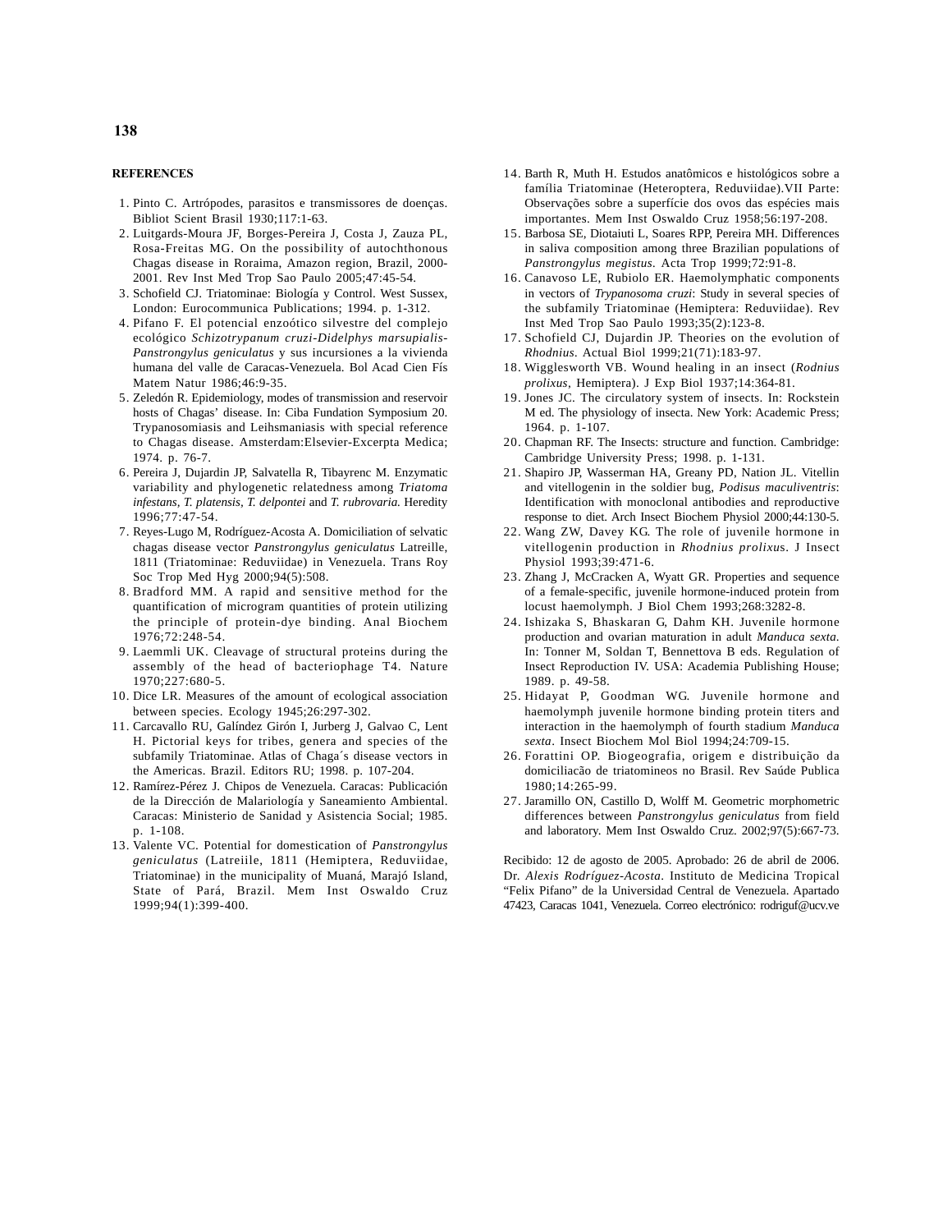## REFERENCES

1. Pinto C. Artrópodes, parasitos e transmissores de doenças. Bibliot Scient Brasil 1930;117:1-63.
2. Luitgards-Moura JF, Borges-Pereira J, Costa J, Zauza PL, Rosa-Freitas MG. On the possibility of autochthonous Chagas disease in Roraima, Amazon region, Brazil, 2000-2001. Rev Inst Med Trop Sao Paulo 2005;47:45-54.
3. Schofield CJ. Triatominae: Biología y Control. West Sussex, London: Eurocommunica Publications; 1994. p. 1-312.
4. Pifano F. El potencial enzoótico silvestre del complejo ecológico *Schizotrypanum cruzi-Didelphys marsupialis-Panstrongylus geniculatus* y sus incursiones a la vivienda humana del valle de Caracas-Venezuela. Bol Acad Cien Fís Matem Natur 1986;46:9-35.
5. Zeledón R. Epidemiology, modes of transmission and reservoir hosts of Chagas' disease. In: Ciba Fundation Symposium 20. Trypanosomiasis and Leihsmaniasis with special reference to Chagas disease. Amsterdam:Elsevier-Excerpta Medica; 1974. p. 76-7.
6. Pereira J, Dujardin JP, Salvatella R, Tibayrenc M. Enzymatic variability and phylogenetic relatedness among *Triatoma infestans, T. platensis, T. delpontei* and *T. rubrovaria.* Heredity 1996;77:47-54.
7. Reyes-Lugo M, Rodríguez-Acosta A. Domiciliation of selvatic chagas disease vector *Panstrongylus geniculatus* Latreille, 1811 (Triatominae: Reduviidae) in Venezuela. Trans Roy Soc Trop Med Hyg 2000;94(5):508.
8. Bradford MM. A rapid and sensitive method for the quantification of microgram quantities of protein utilizing the principle of protein-dye binding. Anal Biochem 1976;72:248-54.
9. Laemmli UK. Cleavage of structural proteins during the assembly of the head of bacteriophage T4. Nature 1970;227:680-5.
10. Dice LR. Measures of the amount of ecological association between species. Ecology 1945;26:297-302.
11. Carcavallo RU, Galíndez Girón I, Jurberg J, Galvao C, Lent H. Pictorial keys for tribes, genera and species of the subfamily Triatominae. Atlas of Chaga´s disease vectors in the Americas. Brazil. Editors RU; 1998. p. 107-204.
12. Ramírez-Pérez J. Chipos de Venezuela. Caracas: Publicación de la Dirección de Malariología y Saneamiento Ambiental. Caracas: Ministerio de Sanidad y Asistencia Social; 1985. p. 1-108.
13. Valente VC. Potential for domestication of *Panstrongylus geniculatus* (Latreiile, 1811 (Hemiptera, Reduviidae, Triatominae) in the municipality of Muaná, Marajó Island, State of Pará, Brazil. Mem Inst Oswaldo Cruz 1999;94(1):399-400.
14. Barth R, Muth H. Estudos anatômicos e histológicos sobre a família Triatominae (Heteroptera, Reduviidae).VII Parte: Observações sobre a superfície dos ovos das espécies mais importantes. Mem Inst Oswaldo Cruz 1958;56:197-208.
15. Barbosa SE, Diotaiuti L, Soares RPP, Pereira MH. Differences in saliva composition among three Brazilian populations of *Panstrongylus megistus*. Acta Trop 1999;72:91-8.
16. Canavoso LE, Rubiolo ER. Haemolymphatic components in vectors of *Trypanosoma cruzi*: Study in several species of the subfamily Triatominae (Hemiptera: Reduviidae). Rev Inst Med Trop Sao Paulo 1993;35(2):123-8.
17. Schofield CJ, Dujardin JP. Theories on the evolution of *Rhodnius*. Actual Biol 1999;21(71):183-97.
18. Wigglesworth VB. Wound healing in an insect (*Rodnius prolixus*, Hemiptera). J Exp Biol 1937;14:364-81.
19. Jones JC. The circulatory system of insects. In: Rockstein M ed. The physiology of insecta. New York: Academic Press; 1964. p. 1-107.
20. Chapman RF. The Insects: structure and function. Cambridge: Cambridge University Press; 1998. p. 1-131.
21. Shapiro JP, Wasserman HA, Greany PD, Nation JL. Vitellin and vitellogenin in the soldier bug, *Podisus maculiventris*: Identification with monoclonal antibodies and reproductive response to diet. Arch Insect Biochem Physiol 2000;44:130-5.
22. Wang ZW, Davey KG. The role of juvenile hormone in vitellogenin production in *Rhodnius prolixu*s. J Insect Physiol 1993;39:471-6.
23. Zhang J, McCracken A, Wyatt GR. Properties and sequence of a female-specific, juvenile hormone-induced protein from locust haemolymph. J Biol Chem 1993;268:3282-8.
24. Ishizaka S, Bhaskaran G, Dahm KH. Juvenile hormone production and ovarian maturation in adult *Manduca sexta.* In: Tonner M, Soldan T, Bennettova B eds. Regulation of Insect Reproduction IV. USA: Academia Publishing House; 1989. p. 49-58.
25. Hidayat P, Goodman WG. Juvenile hormone and haemolymph juvenile hormone binding protein titers and interaction in the haemolymph of fourth stadium *Manduca sexta*. Insect Biochem Mol Biol 1994;24:709-15.
26. Forattini OP. Biogeografia, origem e distribuição da domiciliacão de triatomineos no Brasil. Rev Saúde Publica 1980;14:265-99.
27. Jaramillo ON, Castillo D, Wolff M. Geometric morphometric differences between *Panstrongylus geniculatus* from field and laboratory. Mem Inst Oswaldo Cruz. 2002;97(5):667-73.

Recibido: 12 de agosto de 2005. Aprobado: 26 de abril de 2006. Dr. *Alexis Rodríguez-Acosta*. Instituto de Medicina Tropical "Felix Pifano" de la Universidad Central de Venezuela. Apartado 47423, Caracas 1041, Venezuela. Correo electrónico: rodriguf@ucv.ve